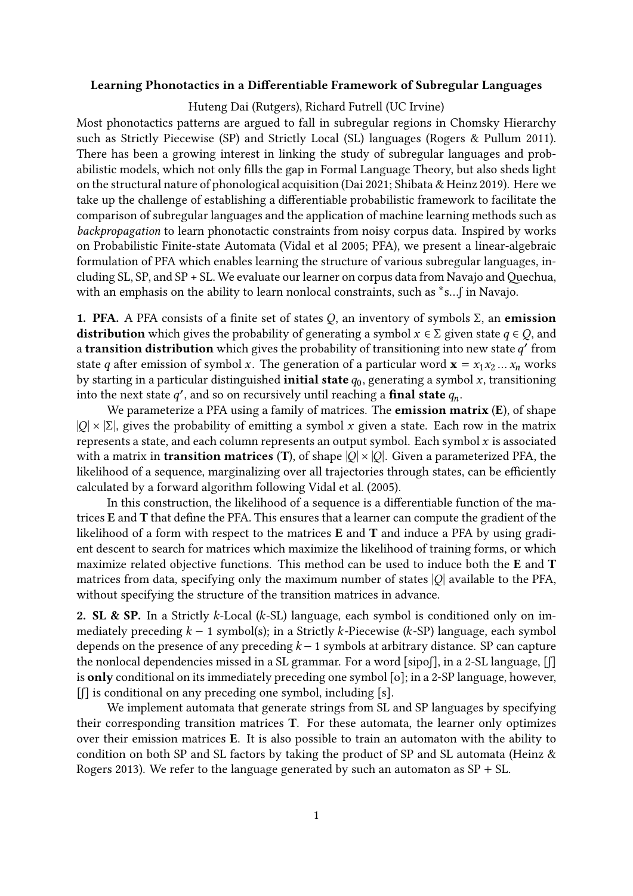**Learning Phonotactics in a Differentiable Framework of Subregular Languages**

Huteng Dai (Rutgers), Richard Futrell (UC Irvine)

Most phonotactics patterns are argued to fall in subregular regions in Chomsky Hierarchy such as Strictly Piecewise (SP) and Strictly Local (SL) languages (Rogers & Pullum 2011). There has been a growing interest in linking the study of subregular languages and probabilistic models, which not only fills the gap in Formal Language Theory, but also sheds light on the structural nature of phonological acquisition (Dai 2021; Shibata & Heinz 2019). Here we take up the challenge of establishing a differentiable probabilistic framework to facilitate the comparison of subregular languages and the application of machine learning methods such as *backpropagation* to learn phonotactic constraints from noisy corpus data. Inspired by works on Probabilistic Finite-state Automata (Vidal et al 2005; PFA), we present a linear-algebraic formulation of PFA which enables learning the structure of various subregular languages, including SL, SP, and SP + SL. We evaluate our learner on corpus data from Navajo and Quechua, with an emphasis on the ability to learn nonlocal constraints, such as *s…ʃ in Navajo.

**1. PFA.** A PFA consists of a finite set of states $Q$, an inventory of symbols $\Sigma$, an **emission distribution** which gives the probability of generating a symbol $x \in \Sigma$ given state $q \in Q$, and a **transition distribution** which gives the probability of transitioning into new state $q'$ from state $q$ after emission of symbol $x$. The generation of a particular word $\mathbf{x} = x_1 x_2 \ldots x_n$ works by starting in a particular distinguished **initial state** $q_0$, generating a symbol $x$, transitioning into the next state $q'$, and so on recursively until reaching a **final state** $q_n$.

We parameterize a PFA using a family of matrices. The **emission matrix** (**E**), of shape $|Q| \times |\Sigma|$, gives the probability of emitting a symbol $x$ given a state. Each row in the matrix represents a state, and each column represents an output symbol. Each symbol $x$ is associated with a matrix in **transition matrices** (**T**), of shape $|Q| \times |Q|$. Given a parameterized PFA, the likelihood of a sequence, marginalizing over all trajectories through states, can be efficiently calculated by a forward algorithm following Vidal et al. (2005).

In this construction, the likelihood of a sequence is a differentiable function of the matrices **E** and **T** that define the PFA. This ensures that a learner can compute the gradient of the likelihood of a form with respect to the matrices **E** and **T** and induce a PFA by using gradient descent to search for matrices which maximize the likelihood of training forms, or which maximize related objective functions. This method can be used to induce both the **E** and **T** matrices from data, specifying only the maximum number of states $|Q|$ available to the PFA, without specifying the structure of the transition matrices in advance.

**2. SL & SP.** In a Strictly $k$-Local ($k$-SL) language, each symbol is conditioned only on immediately preceding $k-1$ symbol(s); in a Strictly $k$-Piecewise ($k$-SP) language, each symbol depends on the presence of any preceding $k-1$ symbols at arbitrary distance. SP can capture the nonlocal dependencies missed in a SL grammar. For a word [sipoʃ], in a 2-SL language, [ʃ] is **only** conditional on its immediately preceding one symbol [o]; in a 2-SP language, however, [ʃ] is conditional on any preceding one symbol, including [s].

We implement automata that generate strings from SL and SP languages by specifying their corresponding transition matrices **T**. For these automata, the learner only optimizes over their emission matrices **E**. It is also possible to train an automaton with the ability to condition on both SP and SL factors by taking the product of SP and SL automata (Heinz & Rogers 2013). We refer to the language generated by such an automaton as SP + SL.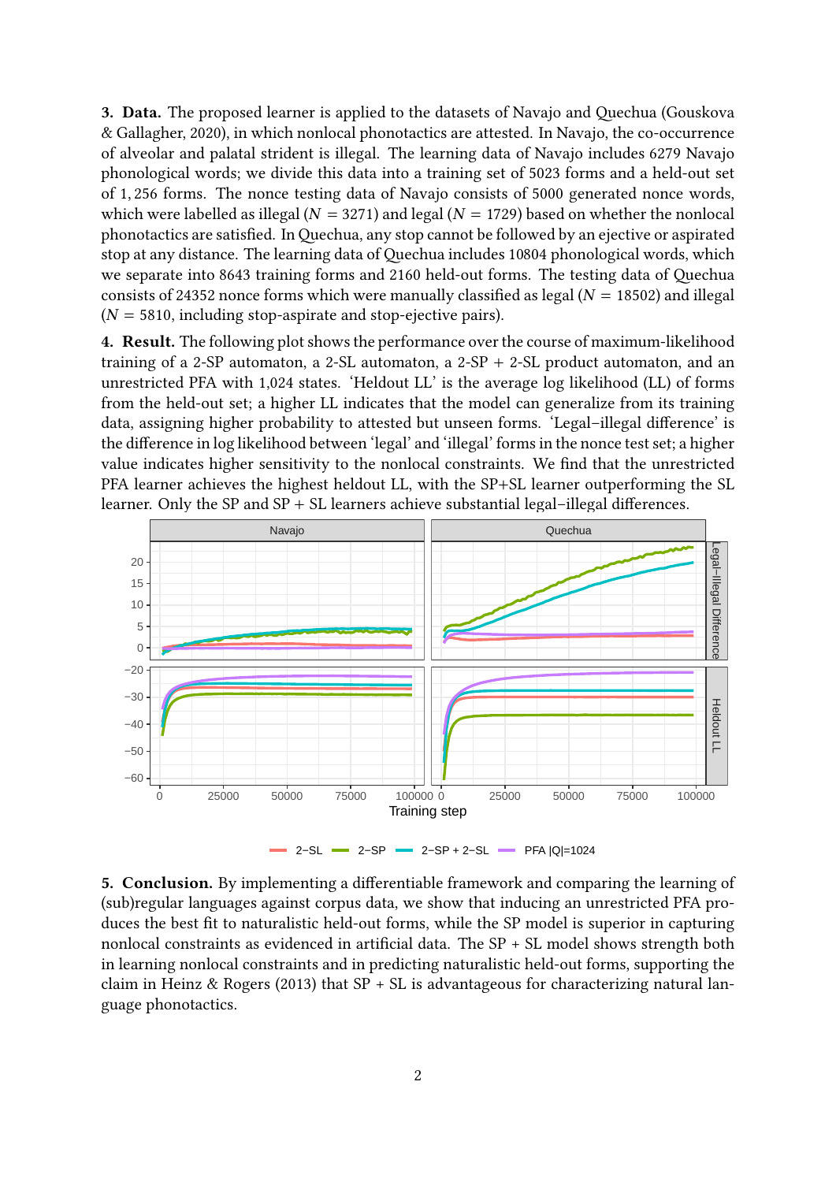**3. Data.** The proposed learner is applied to the datasets of Navajo and Quechua (Gouskova & Gallagher, 2020), in which nonlocal phonotactics are attested. In Navajo, the co-occurrence of alveolar and palatal strident is illegal. The learning data of Navajo includes 6279 Navajo phonological words; we divide this data into a training set of 5023 forms and a held-out set of 1,256 forms. The nonce testing data of Navajo consists of 5000 generated nonce words, which were labelled as illegal ($N = 3271$) and legal ($N = 1729$) based on whether the nonlocal phonotactics are satisfied. In Quechua, any stop cannot be followed by an ejective or aspirated stop at any distance. The learning data of Quechua includes 10804 phonological words, which we separate into 8643 training forms and 2160 held-out forms. The testing data of Quechua consists of 24352 nonce forms which were manually classified as legal ($N = 18502$) and illegal ($N = 5810$, including stop-aspirate and stop-ejective pairs).

**4. Result.** The following plot shows the performance over the course of maximum-likelihood training of a 2-SP automaton, a 2-SL automaton, a 2-SP + 2-SL product automaton, and an unrestricted PFA with 1,024 states. 'Heldout LL' is the average log likelihood (LL) of forms from the held-out set; a higher LL indicates that the model can generalize from its training data, assigning higher probability to attested but unseen forms. 'Legal–illegal difference' is the difference in log likelihood between 'legal' and 'illegal' forms in the nonce test set; a higher value indicates higher sensitivity to the nonlocal constraints. We find that the unrestricted PFA learner achieves the highest heldout LL, with the SP+SL learner outperforming the SL learner. Only the SP and SP + SL learners achieve substantial legal–illegal differences.

Navajo
Quechua
Legal–Illegal Difference
Heldout LL
20
15
10
5
0
−20
−30
−40
−50
−60
0
25000
50000
75000
100000
Training step
2−SL
2−SP
2−SP + 2−SL
PFA |Q|=1024

**5. Conclusion.** By implementing a differentiable framework and comparing the learning of (sub)regular languages against corpus data, we show that inducing an unrestricted PFA produces the best fit to naturalistic held-out forms, while the SP model is superior in capturing nonlocal constraints as evidenced in artificial data. The SP + SL model shows strength both in learning nonlocal constraints and in predicting naturalistic held-out forms, supporting the claim in Heinz & Rogers (2013) that SP + SL is advantageous for characterizing natural language phonotactics.